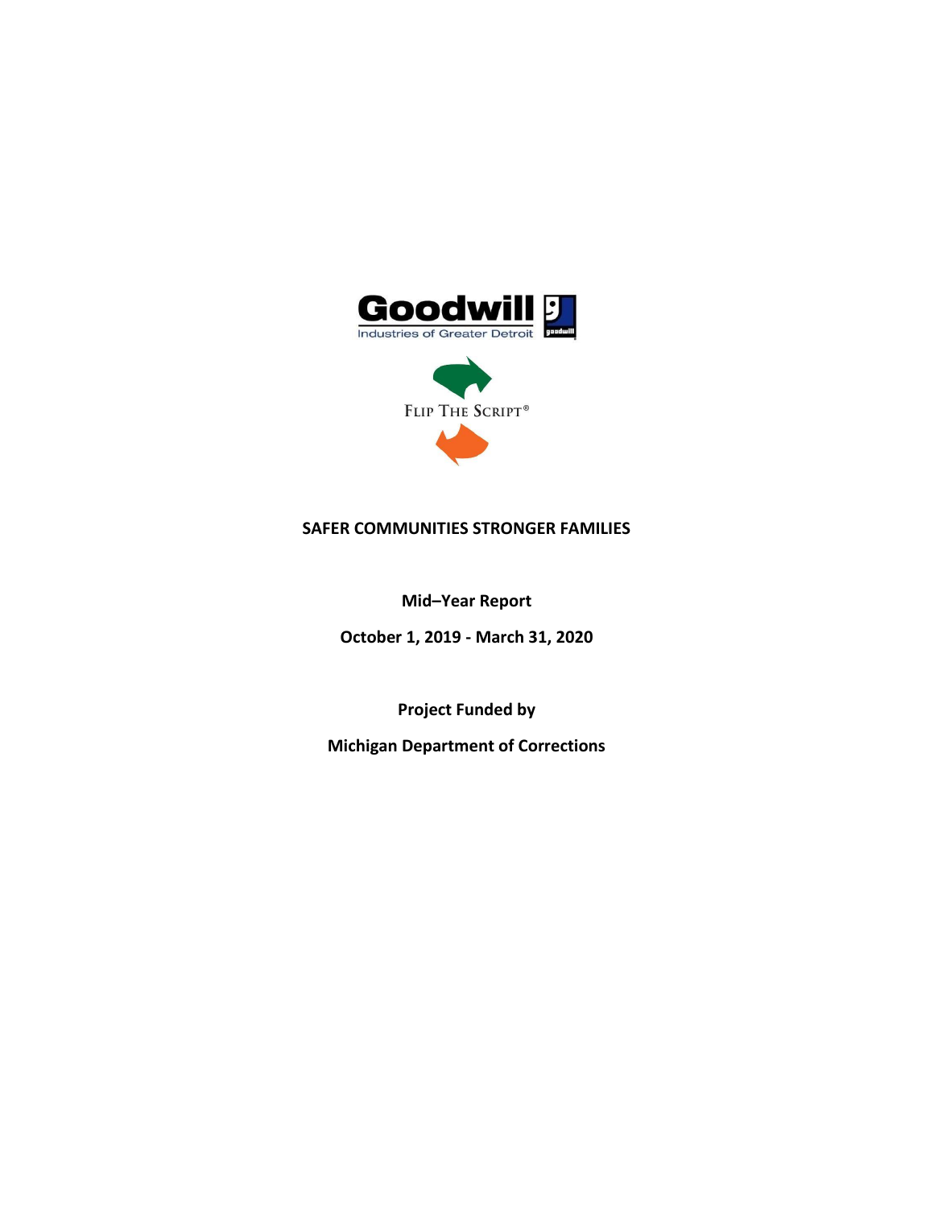Goodwill Industries of Greater Detroit

FLIP THE SCRIPT®

# SAFER COMMUNITIES STRONGER FAMILIES

**Mid–Year Report**

**October 1, 2019 - March 31, 2020**

**Project Funded by**

**Michigan Department of Corrections**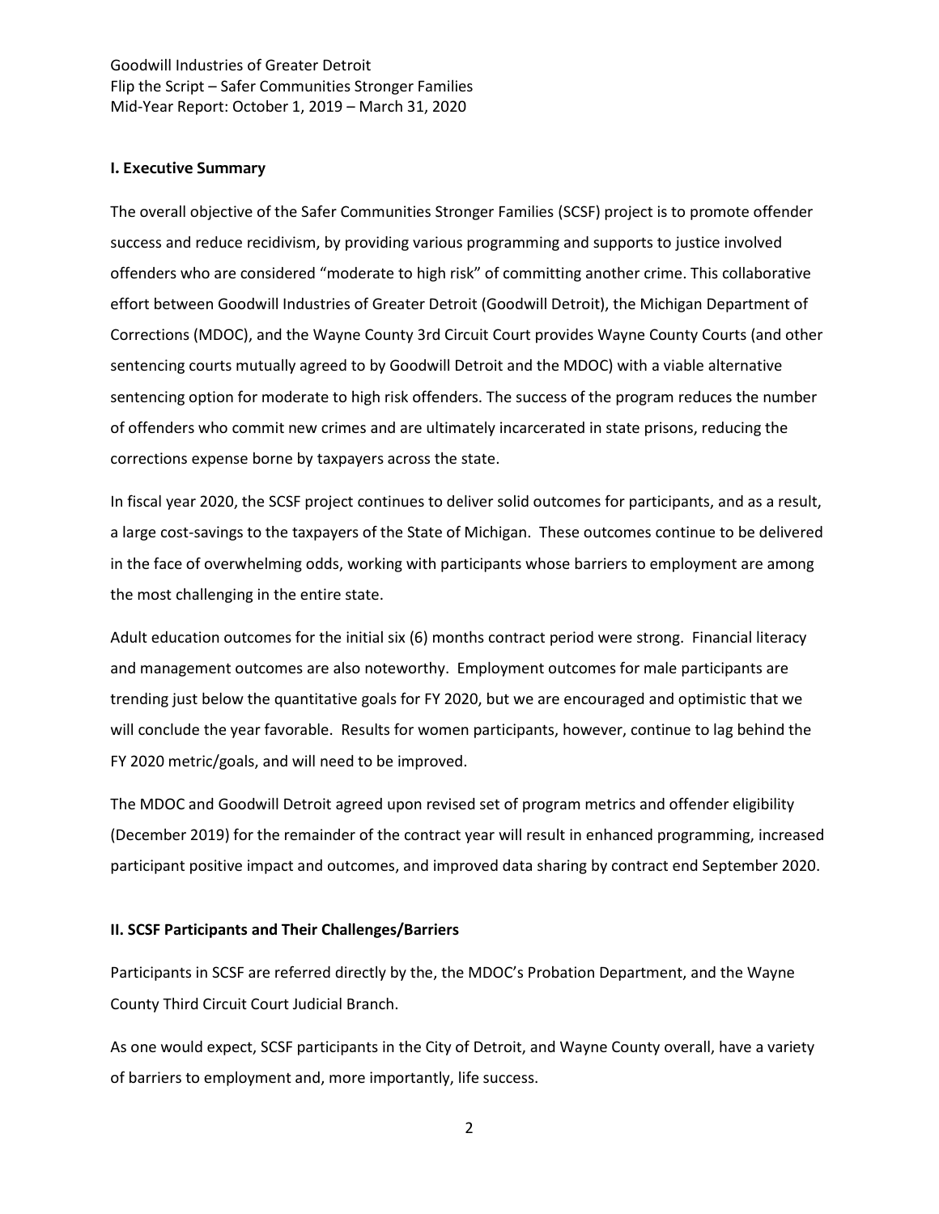Goodwill Industries of Greater Detroit
Flip the Script – Safer Communities Stronger Families
Mid-Year Report: October 1, 2019 – March 31, 2020

## I. Executive Summary

The overall objective of the Safer Communities Stronger Families (SCSF) project is to promote offender success and reduce recidivism, by providing various programming and supports to justice involved offenders who are considered "moderate to high risk" of committing another crime. This collaborative effort between Goodwill Industries of Greater Detroit (Goodwill Detroit), the Michigan Department of Corrections (MDOC), and the Wayne County 3rd Circuit Court provides Wayne County Courts (and other sentencing courts mutually agreed to by Goodwill Detroit and the MDOC) with a viable alternative sentencing option for moderate to high risk offenders. The success of the program reduces the number of offenders who commit new crimes and are ultimately incarcerated in state prisons, reducing the corrections expense borne by taxpayers across the state.

In fiscal year 2020, the SCSF project continues to deliver solid outcomes for participants, and as a result, a large cost-savings to the taxpayers of the State of Michigan. These outcomes continue to be delivered in the face of overwhelming odds, working with participants whose barriers to employment are among the most challenging in the entire state.

Adult education outcomes for the initial six (6) months contract period were strong. Financial literacy and management outcomes are also noteworthy. Employment outcomes for male participants are trending just below the quantitative goals for FY 2020, but we are encouraged and optimistic that we will conclude the year favorable. Results for women participants, however, continue to lag behind the FY 2020 metric/goals, and will need to be improved.

The MDOC and Goodwill Detroit agreed upon revised set of program metrics and offender eligibility (December 2019) for the remainder of the contract year will result in enhanced programming, increased participant positive impact and outcomes, and improved data sharing by contract end September 2020.

## II. SCSF Participants and Their Challenges/Barriers

Participants in SCSF are referred directly by the, the MDOC's Probation Department, and the Wayne County Third Circuit Court Judicial Branch.

As one would expect, SCSF participants in the City of Detroit, and Wayne County overall, have a variety of barriers to employment and, more importantly, life success.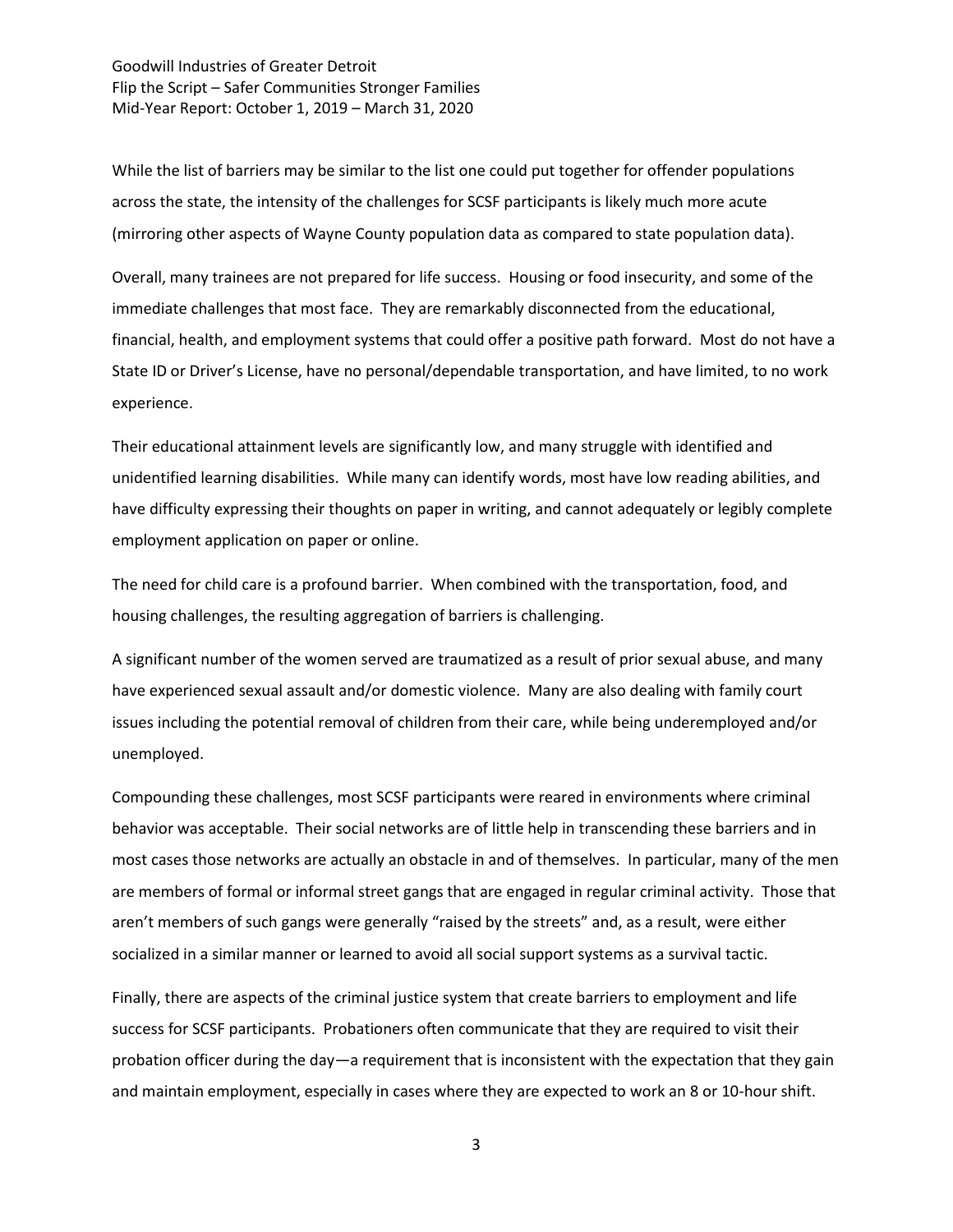While the list of barriers may be similar to the list one could put together for offender populations across the state, the intensity of the challenges for SCSF participants is likely much more acute (mirroring other aspects of Wayne County population data as compared to state population data).

Overall, many trainees are not prepared for life success. Housing or food insecurity, and some of the immediate challenges that most face. They are remarkably disconnected from the educational, financial, health, and employment systems that could offer a positive path forward. Most do not have a State ID or Driver's License, have no personal/dependable transportation, and have limited, to no work experience.

Their educational attainment levels are significantly low, and many struggle with identified and unidentified learning disabilities. While many can identify words, most have low reading abilities, and have difficulty expressing their thoughts on paper in writing, and cannot adequately or legibly complete employment application on paper or online.

The need for child care is a profound barrier. When combined with the transportation, food, and housing challenges, the resulting aggregation of barriers is challenging.

A significant number of the women served are traumatized as a result of prior sexual abuse, and many have experienced sexual assault and/or domestic violence. Many are also dealing with family court issues including the potential removal of children from their care, while being underemployed and/or unemployed.

Compounding these challenges, most SCSF participants were reared in environments where criminal behavior was acceptable. Their social networks are of little help in transcending these barriers and in most cases those networks are actually an obstacle in and of themselves. In particular, many of the men are members of formal or informal street gangs that are engaged in regular criminal activity. Those that aren't members of such gangs were generally "raised by the streets" and, as a result, were either socialized in a similar manner or learned to avoid all social support systems as a survival tactic.

Finally, there are aspects of the criminal justice system that create barriers to employment and life success for SCSF participants. Probationers often communicate that they are required to visit their probation officer during the day—a requirement that is inconsistent with the expectation that they gain and maintain employment, especially in cases where they are expected to work an 8 or 10-hour shift.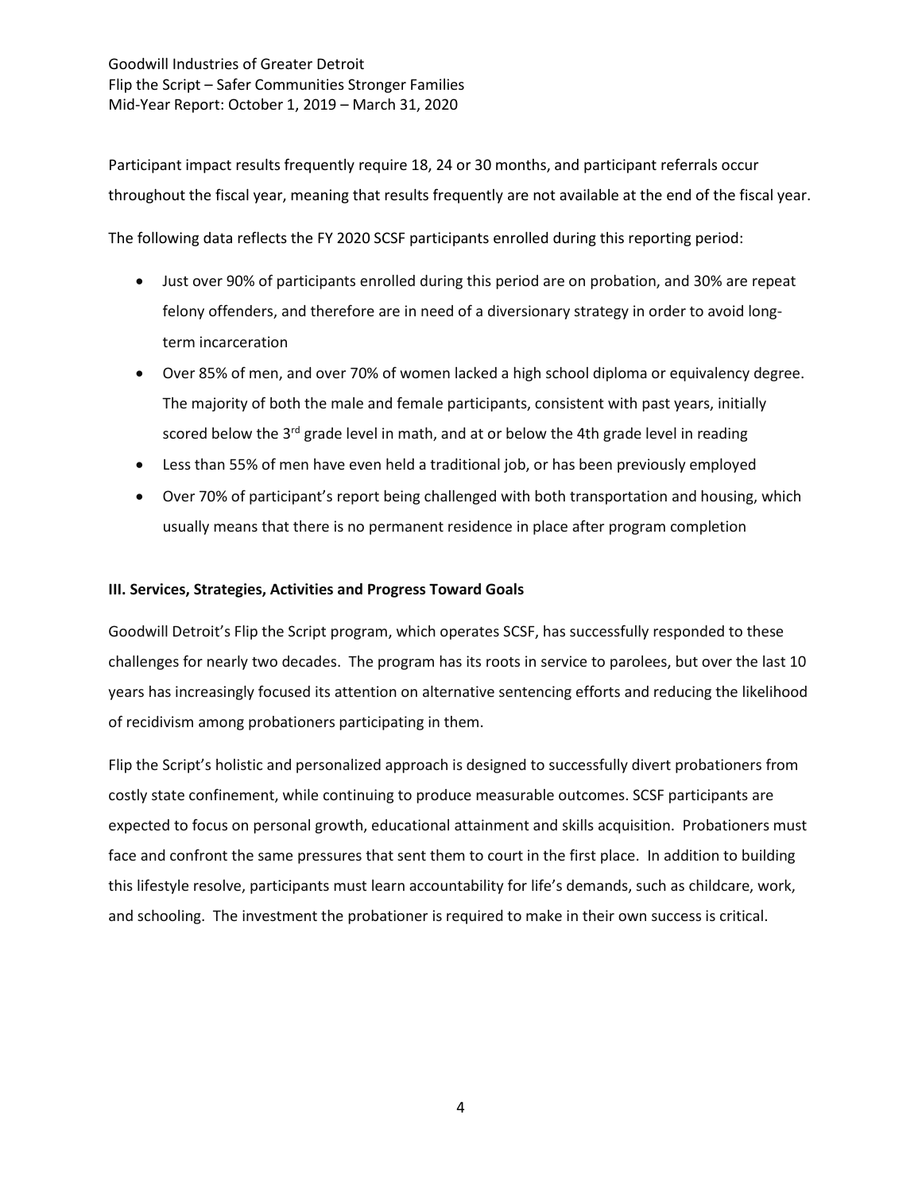Participant impact results frequently require 18, 24 or 30 months, and participant referrals occur throughout the fiscal year, meaning that results frequently are not available at the end of the fiscal year.

The following data reflects the FY 2020 SCSF participants enrolled during this reporting period:

- Just over 90% of participants enrolled during this period are on probation, and 30% are repeat felony offenders, and therefore are in need of a diversionary strategy in order to avoid long-term incarceration
- Over 85% of men, and over 70% of women lacked a high school diploma or equivalency degree. The majority of both the male and female participants, consistent with past years, initially scored below the 3rd grade level in math, and at or below the 4th grade level in reading
- Less than 55% of men have even held a traditional job, or has been previously employed
- Over 70% of participant's report being challenged with both transportation and housing, which usually means that there is no permanent residence in place after program completion

**III. Services, Strategies, Activities and Progress Toward Goals**

Goodwill Detroit's Flip the Script program, which operates SCSF, has successfully responded to these challenges for nearly two decades. The program has its roots in service to parolees, but over the last 10 years has increasingly focused its attention on alternative sentencing efforts and reducing the likelihood of recidivism among probationers participating in them.

Flip the Script's holistic and personalized approach is designed to successfully divert probationers from costly state confinement, while continuing to produce measurable outcomes. SCSF participants are expected to focus on personal growth, educational attainment and skills acquisition. Probationers must face and confront the same pressures that sent them to court in the first place. In addition to building this lifestyle resolve, participants must learn accountability for life's demands, such as childcare, work, and schooling. The investment the probationer is required to make in their own success is critical.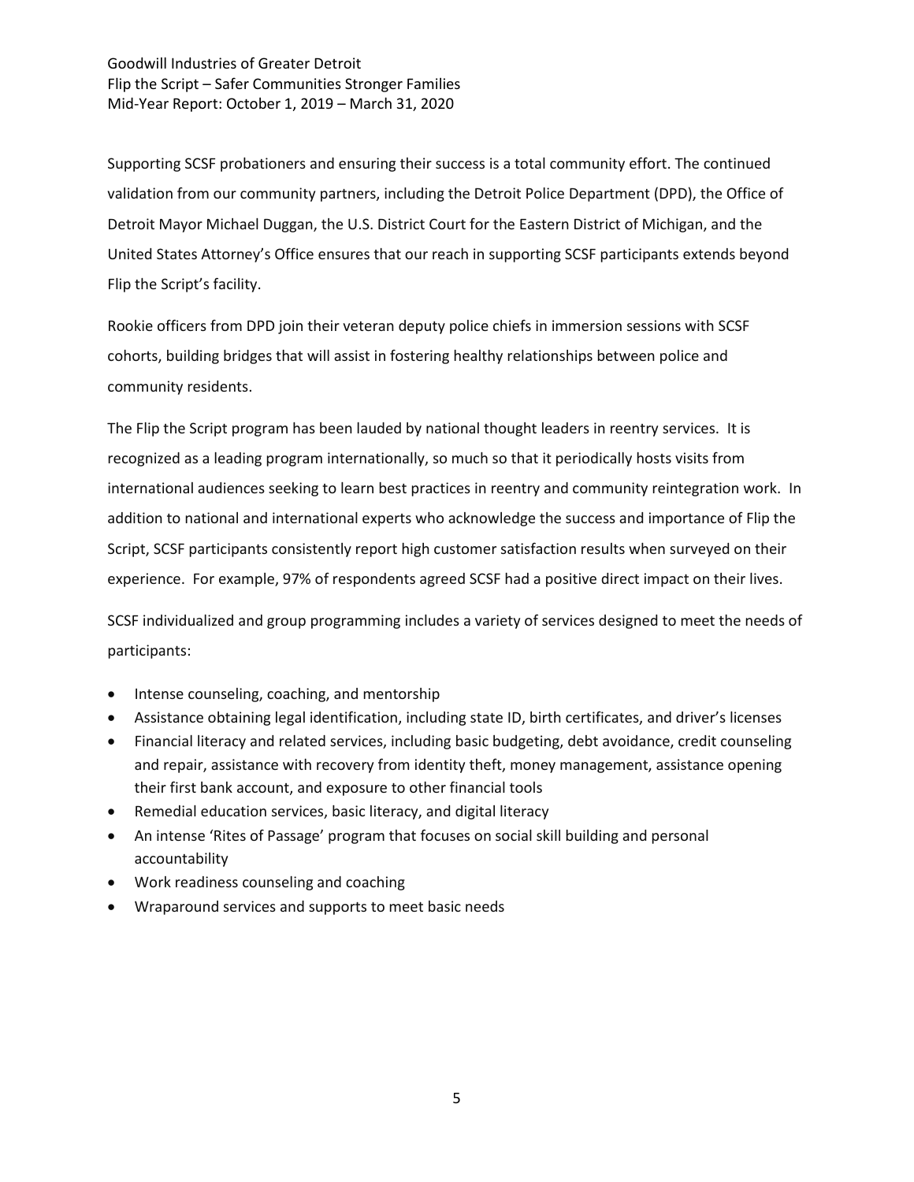Supporting SCSF probationers and ensuring their success is a total community effort. The continued validation from our community partners, including the Detroit Police Department (DPD), the Office of Detroit Mayor Michael Duggan, the U.S. District Court for the Eastern District of Michigan, and the United States Attorney's Office ensures that our reach in supporting SCSF participants extends beyond Flip the Script's facility.

Rookie officers from DPD join their veteran deputy police chiefs in immersion sessions with SCSF cohorts, building bridges that will assist in fostering healthy relationships between police and community residents.

The Flip the Script program has been lauded by national thought leaders in reentry services. It is recognized as a leading program internationally, so much so that it periodically hosts visits from international audiences seeking to learn best practices in reentry and community reintegration work. In addition to national and international experts who acknowledge the success and importance of Flip the Script, SCSF participants consistently report high customer satisfaction results when surveyed on their experience. For example, 97% of respondents agreed SCSF had a positive direct impact on their lives.

SCSF individualized and group programming includes a variety of services designed to meet the needs of participants:

- Intense counseling, coaching, and mentorship
- Assistance obtaining legal identification, including state ID, birth certificates, and driver's licenses
- Financial literacy and related services, including basic budgeting, debt avoidance, credit counseling and repair, assistance with recovery from identity theft, money management, assistance opening their first bank account, and exposure to other financial tools
- Remedial education services, basic literacy, and digital literacy
- An intense 'Rites of Passage' program that focuses on social skill building and personal accountability
- Work readiness counseling and coaching
- Wraparound services and supports to meet basic needs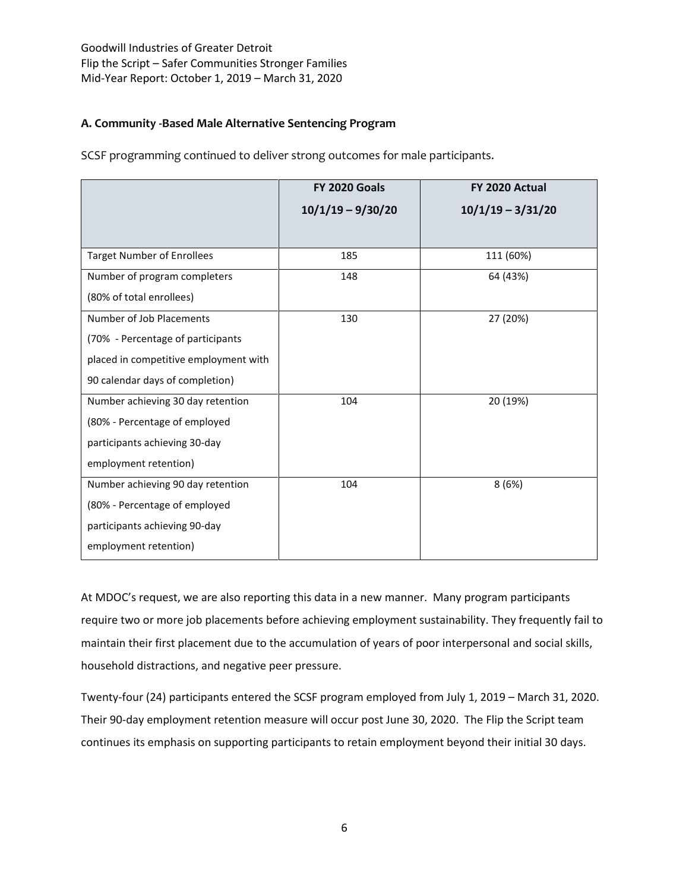Goodwill Industries of Greater Detroit
Flip the Script – Safer Communities Stronger Families
Mid-Year Report: October 1, 2019 – March 31, 2020

### A. Community -Based Male Alternative Sentencing Program

SCSF programming continued to deliver strong outcomes for male participants.

| | **FY 2020 Goals 10/1/19 – 9/30/20** | **FY 2020 Actual 10/1/19 – 3/31/20** |
|---|---|---|
| Target Number of Enrollees | 185 | 111 (60%) |
| Number of program completers (80% of total enrollees) | 148 | 64 (43%) |
| Number of Job Placements (70% - Percentage of participants placed in competitive employment with 90 calendar days of completion) | 130 | 27 (20%) |
| Number achieving 30 day retention (80% - Percentage of employed participants achieving 30-day employment retention) | 104 | 20 (19%) |
| Number achieving 90 day retention (80% - Percentage of employed participants achieving 90-day employment retention) | 104 | 8 (6%) |

At MDOC's request, we are also reporting this data in a new manner. Many program participants require two or more job placements before achieving employment sustainability. They frequently fail to maintain their first placement due to the accumulation of years of poor interpersonal and social skills, household distractions, and negative peer pressure.

Twenty-four (24) participants entered the SCSF program employed from July 1, 2019 – March 31, 2020. Their 90-day employment retention measure will occur post June 30, 2020. The Flip the Script team continues its emphasis on supporting participants to retain employment beyond their initial 30 days.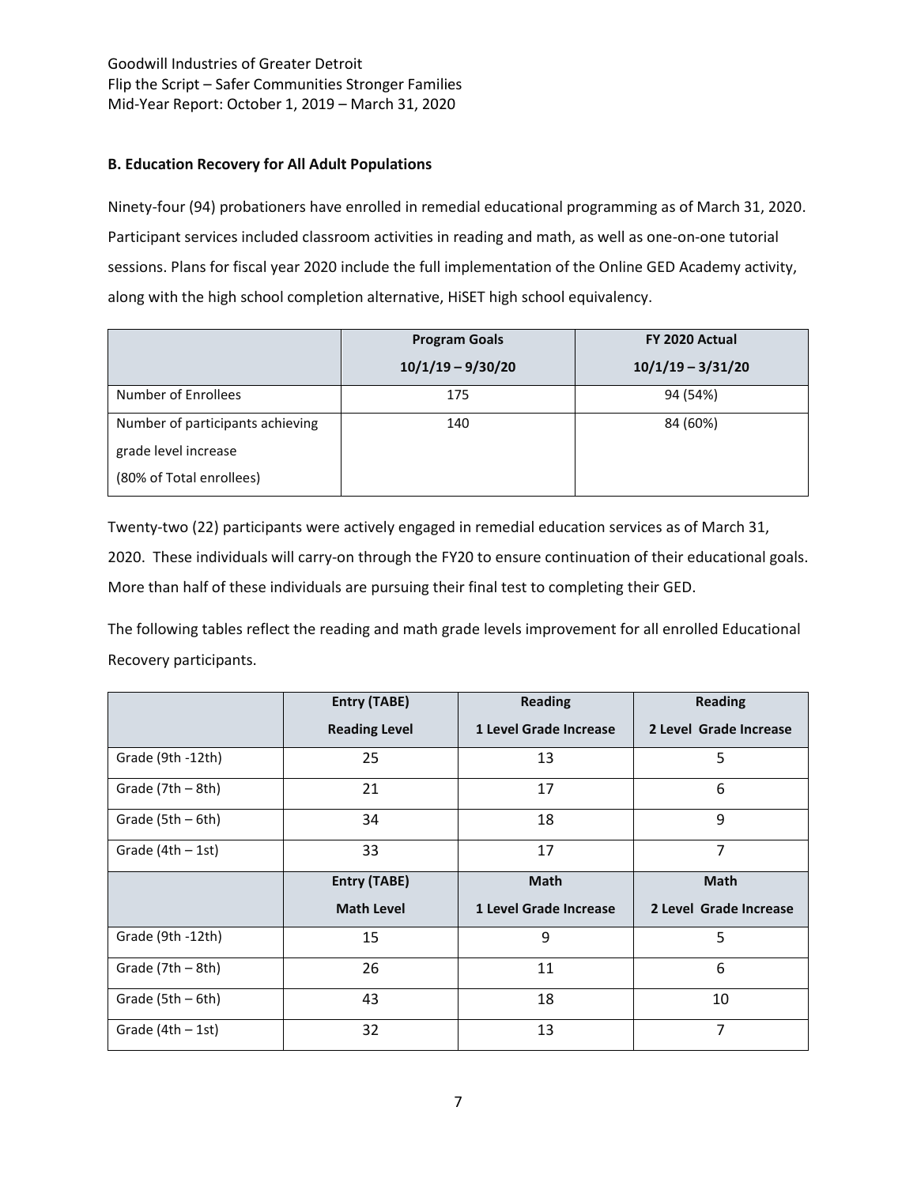Goodwill Industries of Greater Detroit
Flip the Script – Safer Communities Stronger Families
Mid-Year Report: October 1, 2019 – March 31, 2020

**B. Education Recovery for All Adult Populations**

Ninety-four (94) probationers have enrolled in remedial educational programming as of March 31, 2020. Participant services included classroom activities in reading and math, as well as one-on-one tutorial sessions. Plans for fiscal year 2020 include the full implementation of the Online GED Academy activity, along with the high school completion alternative, HiSET high school equivalency.

| | **Program Goals** 10/1/19 – 9/30/20 | **FY 2020 Actual** 10/1/19 – 3/31/20 |
|---|---|---|
| Number of Enrollees | 175 | 94 (54%) |
| Number of participants achieving grade level increase (80% of Total enrollees) | 140 | 84 (60%) |

Twenty-two (22) participants were actively engaged in remedial education services as of March 31, 2020. These individuals will carry-on through the FY20 to ensure continuation of their educational goals. More than half of these individuals are pursuing their final test to completing their GED.

The following tables reflect the reading and math grade levels improvement for all enrolled Educational Recovery participants.

| | **Entry (TABE) Reading Level** | **Reading 1 Level Grade Increase** | **Reading 2 Level Grade Increase** |
|---|---|---|---|
| Grade (9th -12th) | 25 | 13 | 5 |
| Grade (7th – 8th) | 21 | 17 | 6 |
| Grade (5th – 6th) | 34 | 18 | 9 |
| Grade (4th – 1st) | 33 | 17 | 7 |
| | **Entry (TABE) Math Level** | **Math 1 Level Grade Increase** | **Math 2 Level Grade Increase** |
| Grade (9th -12th) | 15 | 9 | 5 |
| Grade (7th – 8th) | 26 | 11 | 6 |
| Grade (5th – 6th) | 43 | 18 | 10 |
| Grade (4th – 1st) | 32 | 13 | 7 |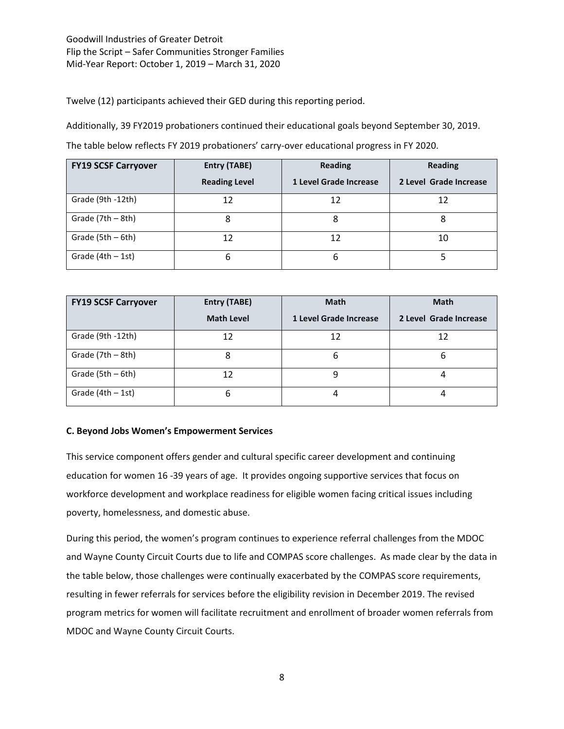Twelve (12) participants achieved their GED during this reporting period.

Additionally, 39 FY2019 probationers continued their educational goals beyond September 30, 2019.

The table below reflects FY 2019 probationers' carry-over educational progress in FY 2020.

| FY19 SCSF Carryover | Entry (TABE) Reading Level | Reading 1 Level Grade Increase | Reading 2 Level Grade Increase |
|---|---|---|---|
| Grade (9th -12th) | 12 | 12 | 12 |
| Grade (7th – 8th) | 8 | 8 | 8 |
| Grade (5th – 6th) | 12 | 12 | 10 |
| Grade (4th – 1st) | 6 | 6 | 5 |

| FY19 SCSF Carryover | Entry (TABE) Math Level | Math 1 Level Grade Increase | Math 2 Level Grade Increase |
|---|---|---|---|
| Grade (9th -12th) | 12 | 12 | 12 |
| Grade (7th – 8th) | 8 | 6 | 6 |
| Grade (5th – 6th) | 12 | 9 | 4 |
| Grade (4th – 1st) | 6 | 4 | 4 |

**C. Beyond Jobs Women's Empowerment Services**

This service component offers gender and cultural specific career development and continuing education for women 16 -39 years of age. It provides ongoing supportive services that focus on workforce development and workplace readiness for eligible women facing critical issues including poverty, homelessness, and domestic abuse.

During this period, the women's program continues to experience referral challenges from the MDOC and Wayne County Circuit Courts due to life and COMPAS score challenges. As made clear by the data in the table below, those challenges were continually exacerbated by the COMPAS score requirements, resulting in fewer referrals for services before the eligibility revision in December 2019. The revised program metrics for women will facilitate recruitment and enrollment of broader women referrals from MDOC and Wayne County Circuit Courts.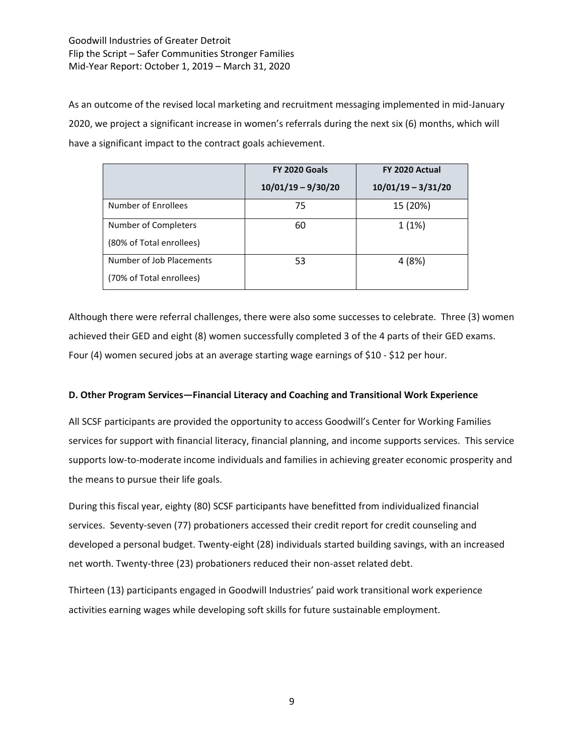As an outcome of the revised local marketing and recruitment messaging implemented in mid-January 2020, we project a significant increase in women's referrals during the next six (6) months, which will have a significant impact to the contract goals achievement.

| | FY 2020 Goals 10/01/19 – 9/30/20 | FY 2020 Actual 10/01/19 – 3/31/20 |
|---|---|---|
| Number of Enrollees | 75 | 15 (20%) |
| Number of Completers (80% of Total enrollees) | 60 | 1 (1%) |
| Number of Job Placements (70% of Total enrollees) | 53 | 4 (8%) |

Although there were referral challenges, there were also some successes to celebrate. Three (3) women achieved their GED and eight (8) women successfully completed 3 of the 4 parts of their GED exams. Four (4) women secured jobs at an average starting wage earnings of $10 - $12 per hour.

**D. Other Program Services—Financial Literacy and Coaching and Transitional Work Experience**

All SCSF participants are provided the opportunity to access Goodwill's Center for Working Families services for support with financial literacy, financial planning, and income supports services. This service supports low-to-moderate income individuals and families in achieving greater economic prosperity and the means to pursue their life goals.

During this fiscal year, eighty (80) SCSF participants have benefitted from individualized financial services. Seventy-seven (77) probationers accessed their credit report for credit counseling and developed a personal budget. Twenty-eight (28) individuals started building savings, with an increased net worth. Twenty-three (23) probationers reduced their non-asset related debt.

Thirteen (13) participants engaged in Goodwill Industries' paid work transitional work experience activities earning wages while developing soft skills for future sustainable employment.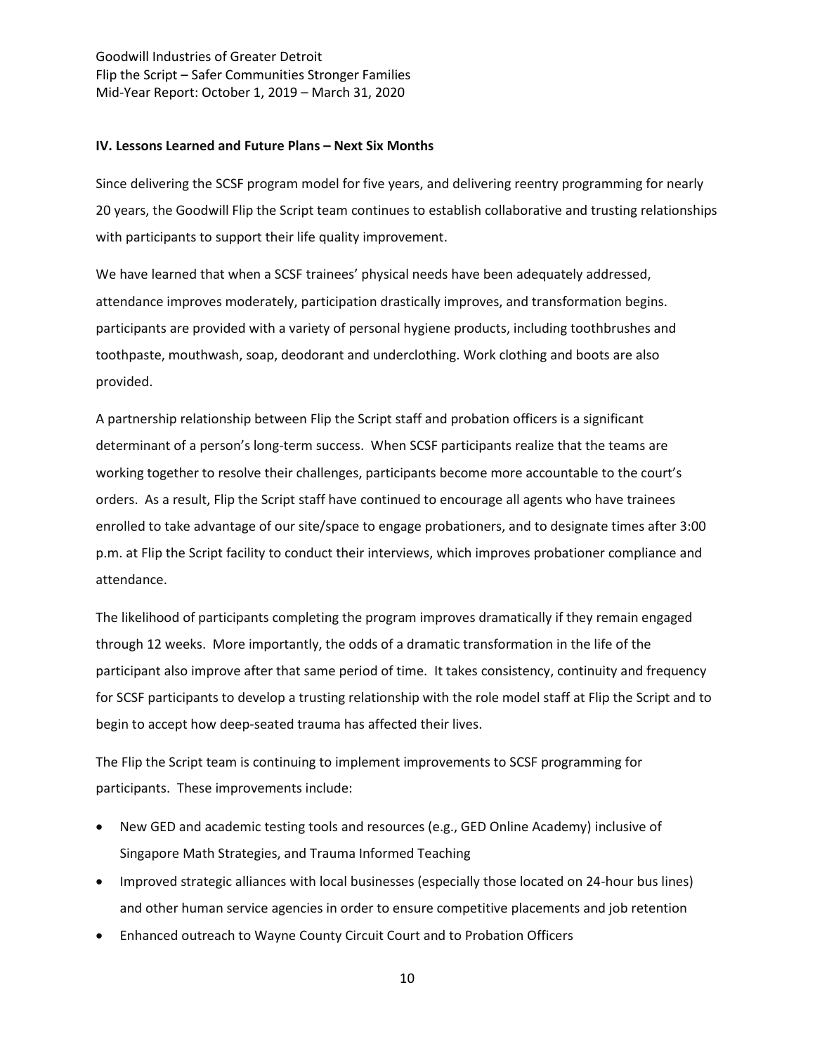### IV. Lessons Learned and Future Plans – Next Six Months

Since delivering the SCSF program model for five years, and delivering reentry programming for nearly 20 years, the Goodwill Flip the Script team continues to establish collaborative and trusting relationships with participants to support their life quality improvement.

We have learned that when a SCSF trainees' physical needs have been adequately addressed, attendance improves moderately, participation drastically improves, and transformation begins. participants are provided with a variety of personal hygiene products, including toothbrushes and toothpaste, mouthwash, soap, deodorant and underclothing. Work clothing and boots are also provided.

A partnership relationship between Flip the Script staff and probation officers is a significant determinant of a person's long-term success. When SCSF participants realize that the teams are working together to resolve their challenges, participants become more accountable to the court's orders. As a result, Flip the Script staff have continued to encourage all agents who have trainees enrolled to take advantage of our site/space to engage probationers, and to designate times after 3:00 p.m. at Flip the Script facility to conduct their interviews, which improves probationer compliance and attendance.

The likelihood of participants completing the program improves dramatically if they remain engaged through 12 weeks. More importantly, the odds of a dramatic transformation in the life of the participant also improve after that same period of time. It takes consistency, continuity and frequency for SCSF participants to develop a trusting relationship with the role model staff at Flip the Script and to begin to accept how deep-seated trauma has affected their lives.

The Flip the Script team is continuing to implement improvements to SCSF programming for participants. These improvements include:

- New GED and academic testing tools and resources (e.g., GED Online Academy) inclusive of Singapore Math Strategies, and Trauma Informed Teaching
- Improved strategic alliances with local businesses (especially those located on 24-hour bus lines) and other human service agencies in order to ensure competitive placements and job retention
- Enhanced outreach to Wayne County Circuit Court and to Probation Officers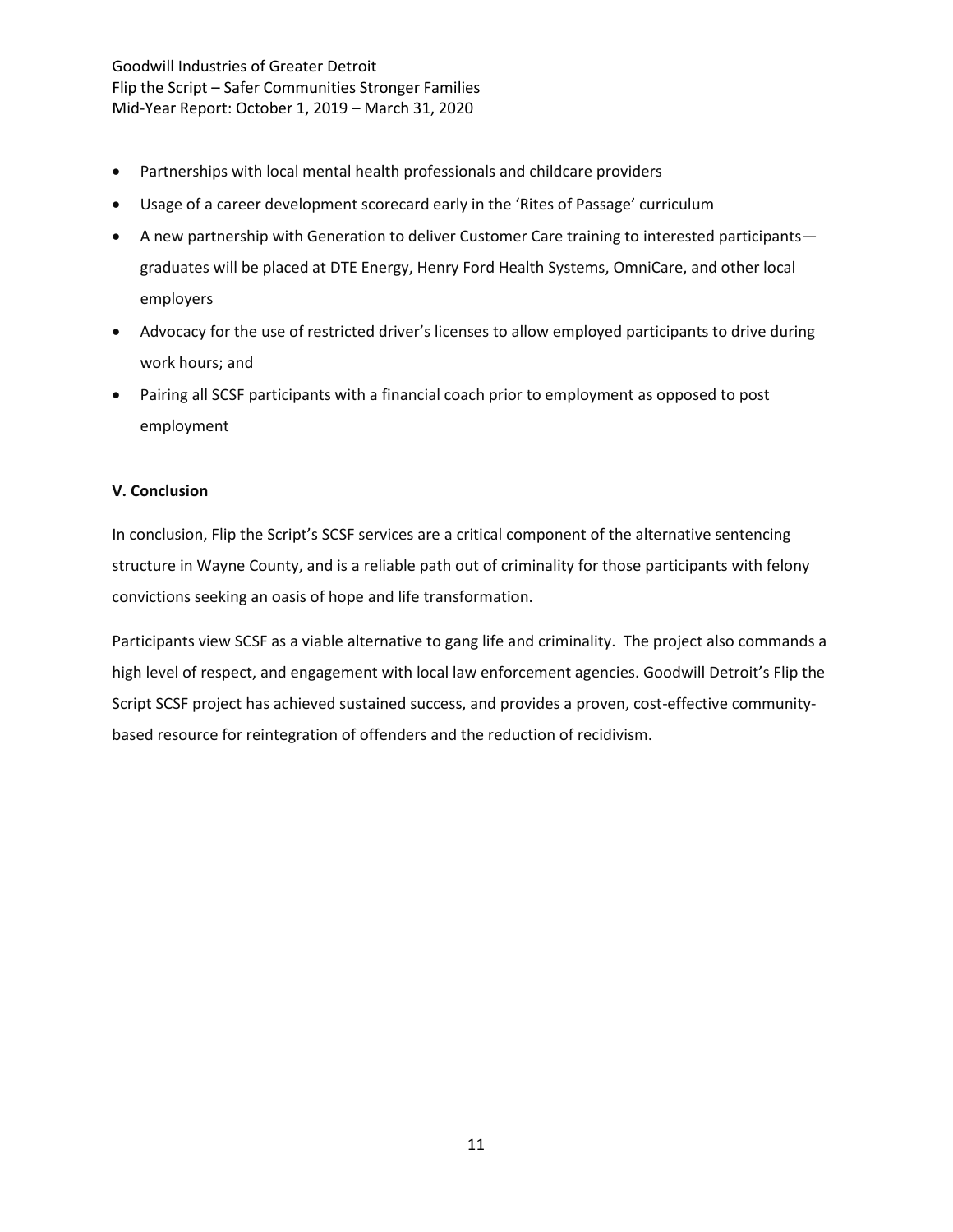- Partnerships with local mental health professionals and childcare providers
- Usage of a career development scorecard early in the 'Rites of Passage' curriculum
- A new partnership with Generation to deliver Customer Care training to interested participants—graduates will be placed at DTE Energy, Henry Ford Health Systems, OmniCare, and other local employers
- Advocacy for the use of restricted driver's licenses to allow employed participants to drive during work hours; and
- Pairing all SCSF participants with a financial coach prior to employment as opposed to post employment

**V. Conclusion**

In conclusion, Flip the Script's SCSF services are a critical component of the alternative sentencing structure in Wayne County, and is a reliable path out of criminality for those participants with felony convictions seeking an oasis of hope and life transformation.

Participants view SCSF as a viable alternative to gang life and criminality. The project also commands a high level of respect, and engagement with local law enforcement agencies. Goodwill Detroit's Flip the Script SCSF project has achieved sustained success, and provides a proven, cost-effective community-based resource for reintegration of offenders and the reduction of recidivism.